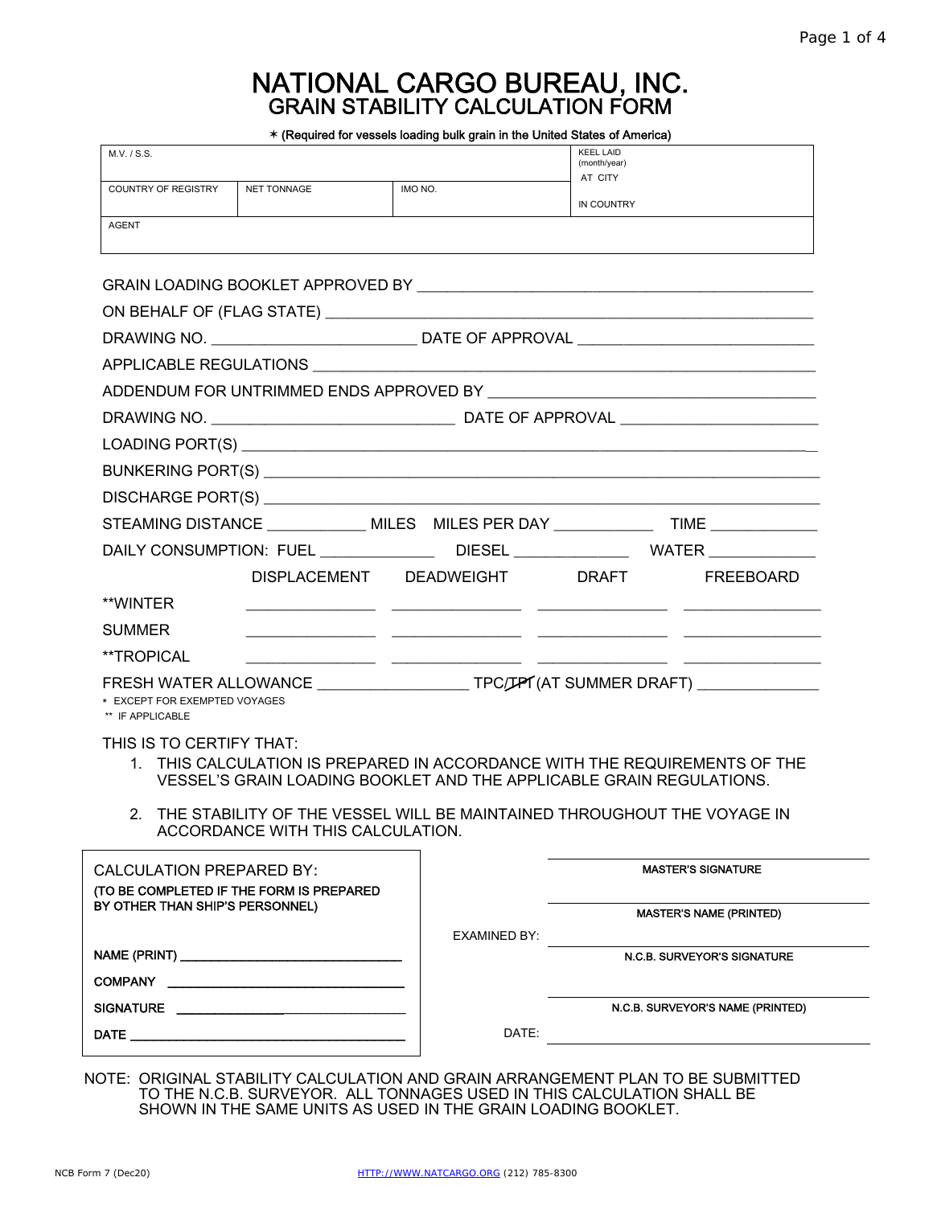# NATIONAL CARGO BUREAU, INC.

## GRAIN STABILITY CALCULATION FORM

✶ (Required for vessels loading bulk grain in the United States of America)

| M.V. / S.S. | | | KEEL LAID (month/year) AT CITY |
|---|---|---|---|
| COUNTRY OF REGISTRY | NET TONNAGE | IMO NO. | IN COUNTRY |
| AGENT | | | |

GRAIN LOADING BOOKLET APPROVED BY ______________________________________________

ON BEHALF OF (FLAG STATE) ______________________________________________________

DRAWING NO. ________________________ DATE OF APPROVAL ___________________________

APPLICABLE REGULATIONS ________________________________________________________

ADDENDUM FOR UNTRIMMED ENDS APPROVED BY ______________________________________

DRAWING NO. _____________________________ DATE OF APPROVAL ______________________

LOADING PORT(S) _______________________________________________________________

BUNKERING PORT(S) _____________________________________________________________

DISCHARGE PORT(S) _____________________________________________________________

STEAMING DISTANCE ____________ MILES MILES PER DAY ____________ TIME _____________

DAILY CONSUMPTION: FUEL ______________ DIESEL ______________ WATER _____________

| | DISPLACEMENT | DEADWEIGHT | DRAFT | FREEBOARD |
|---|---|---|---|---|
| **WINTER | | | | |
| SUMMER | | | | |
| **TROPICAL | | | | |

FRESH WATER ALLOWANCE __________________ TPC/~~TPI~~ (AT SUMMER DRAFT) ______________

\* EXCEPT FOR EXEMPTED VOYAGES

** IF APPLICABLE

THIS IS TO CERTIFY THAT:

1. THIS CALCULATION IS PREPARED IN ACCORDANCE WITH THE REQUIREMENTS OF THE VESSEL'S GRAIN LOADING BOOKLET AND THE APPLICABLE GRAIN REGULATIONS.

2. THE STABILITY OF THE VESSEL WILL BE MAINTAINED THROUGHOUT THE VOYAGE IN ACCORDANCE WITH THIS CALCULATION.

CALCULATION PREPARED BY:
(TO BE COMPLETED IF THE FORM IS PREPARED BY OTHER THAN SHIP'S PERSONNEL)

NAME (PRINT) ________________________________

COMPANY ________________________________

SIGNATURE ________________________________

DATE ________________________________

________________________________
MASTER'S SIGNATURE

________________________________
MASTER'S NAME (PRINTED)

EXAMINED BY: ________________________________
N.C.B. SURVEYOR'S SIGNATURE

________________________________
N.C.B. SURVEYOR'S NAME (PRINTED)

DATE: ________________________________

NOTE: ORIGINAL STABILITY CALCULATION AND GRAIN ARRANGEMENT PLAN TO BE SUBMITTED TO THE N.C.B. SURVEYOR. ALL TONNAGES USED IN THIS CALCULATION SHALL BE SHOWN IN THE SAME UNITS AS USED IN THE GRAIN LOADING BOOKLET.

NCB Form 7 (Dec20) HTTP://WWW.NATCARGO.ORG (212) 785-8300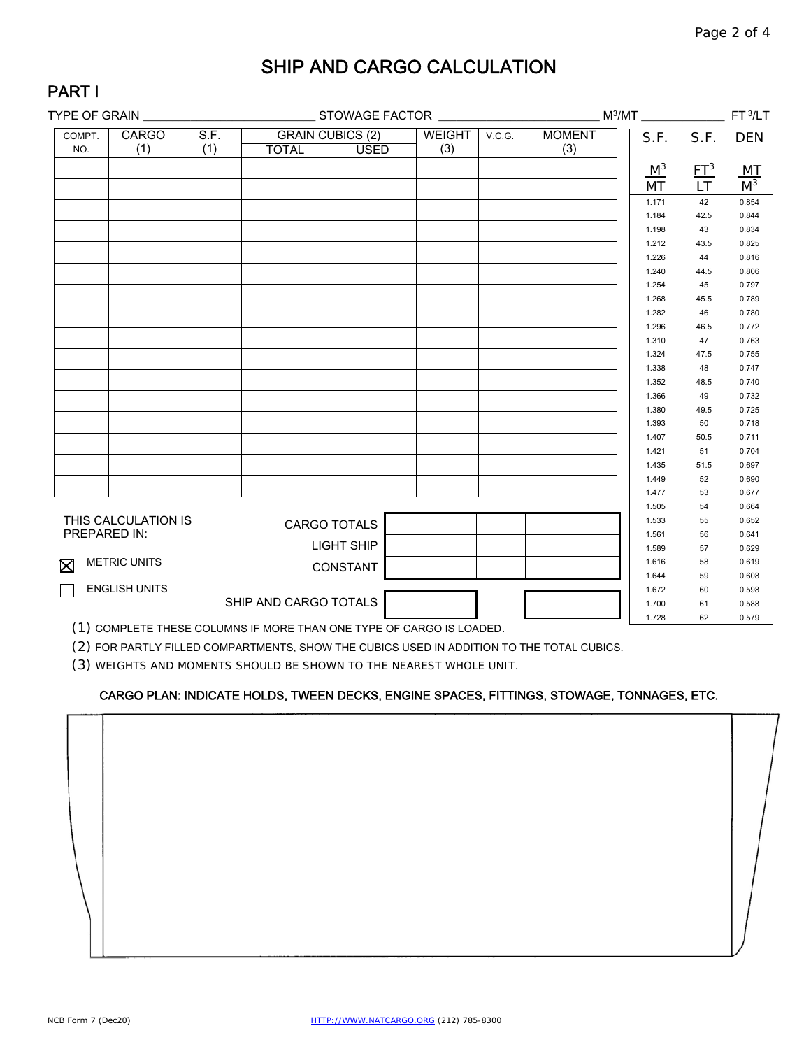# SHIP AND CARGO CALCULATION

## PART I

TYPE OF GRAIN ________________________ STOWAGE FACTOR ________________________ $M^3$/MT ____________ $FT^3$/LT

| COMPT. NO. | CARGO (1) | S.F. (1) | GRAIN CUBICS (2) | | WEIGHT (3) | V.C.G. | MOMENT (3) |
|---|---|---|---|---|---|---|---|
| | | | TOTAL | USED | | | |
| | | | | | | | |
| | | | | | | | |
| | | | | | | | |
| | | | | | | | |
| | | | | | | | |
| | | | | | | | |
| | | | | | | | |
| | | | | | | | |
| | | | | | | | |
| | | | | | | | |
| | | | | | | | |
| | | | | | | | |
| | | | | | | | |
| | | | | | | | |
| | | | | | | | |
| | | | | | | | |

| S.F. $M^3$/MT | S.F. $FT^3$/LT | DEN MT/$M^3$ |
|---|---|---|
| 1.171 | 42 | 0.854 |
| 1.184 | 42.5 | 0.844 |
| 1.198 | 43 | 0.834 |
| 1.212 | 43.5 | 0.825 |
| 1.226 | 44 | 0.816 |
| 1.240 | 44.5 | 0.806 |
| 1.254 | 45 | 0.797 |
| 1.268 | 45.5 | 0.789 |
| 1.282 | 46 | 0.780 |
| 1.296 | 46.5 | 0.772 |
| 1.310 | 47 | 0.763 |
| 1.324 | 47.5 | 0.755 |
| 1.338 | 48 | 0.747 |
| 1.352 | 48.5 | 0.740 |
| 1.366 | 49 | 0.732 |
| 1.380 | 49.5 | 0.725 |
| 1.393 | 50 | 0.718 |
| 1.407 | 50.5 | 0.711 |
| 1.421 | 51 | 0.704 |
| 1.435 | 51.5 | 0.697 |
| 1.449 | 52 | 0.690 |
| 1.477 | 53 | 0.677 |
| 1.505 | 54 | 0.664 |
| 1.533 | 55 | 0.652 |
| 1.561 | 56 | 0.641 |
| 1.589 | 57 | 0.629 |
| 1.616 | 58 | 0.619 |
| 1.644 | 59 | 0.608 |
| 1.672 | 60 | 0.598 |
| 1.700 | 61 | 0.588 |
| 1.728 | 62 | 0.579 |

THIS CALCULATION IS PREPARED IN:

☒ METRIC UNITS

☐ ENGLISH UNITS

| | WEIGHT | V.C.G. | MOMENT |
|---|---|---|---|
| CARGO TOTALS | | | |
| LIGHT SHIP | | | |
| CONSTANT | | | |
| SHIP AND CARGO TOTALS | | | |

(1) COMPLETE THESE COLUMNS IF MORE THAN ONE TYPE OF CARGO IS LOADED.

(2) FOR PARTLY FILLED COMPARTMENTS, SHOW THE CUBICS USED IN ADDITION TO THE TOTAL CUBICS.

(3) WEIGHTS AND MOMENTS SHOULD BE SHOWN TO THE NEAREST WHOLE UNIT.

CARGO PLAN: INDICATE HOLDS, TWEEN DECKS, ENGINE SPACES, FITTINGS, STOWAGE, TONNAGES, ETC.

NCB Form 7 (Dec20) HTTP://WWW.NATCARGO.ORG (212) 785-8300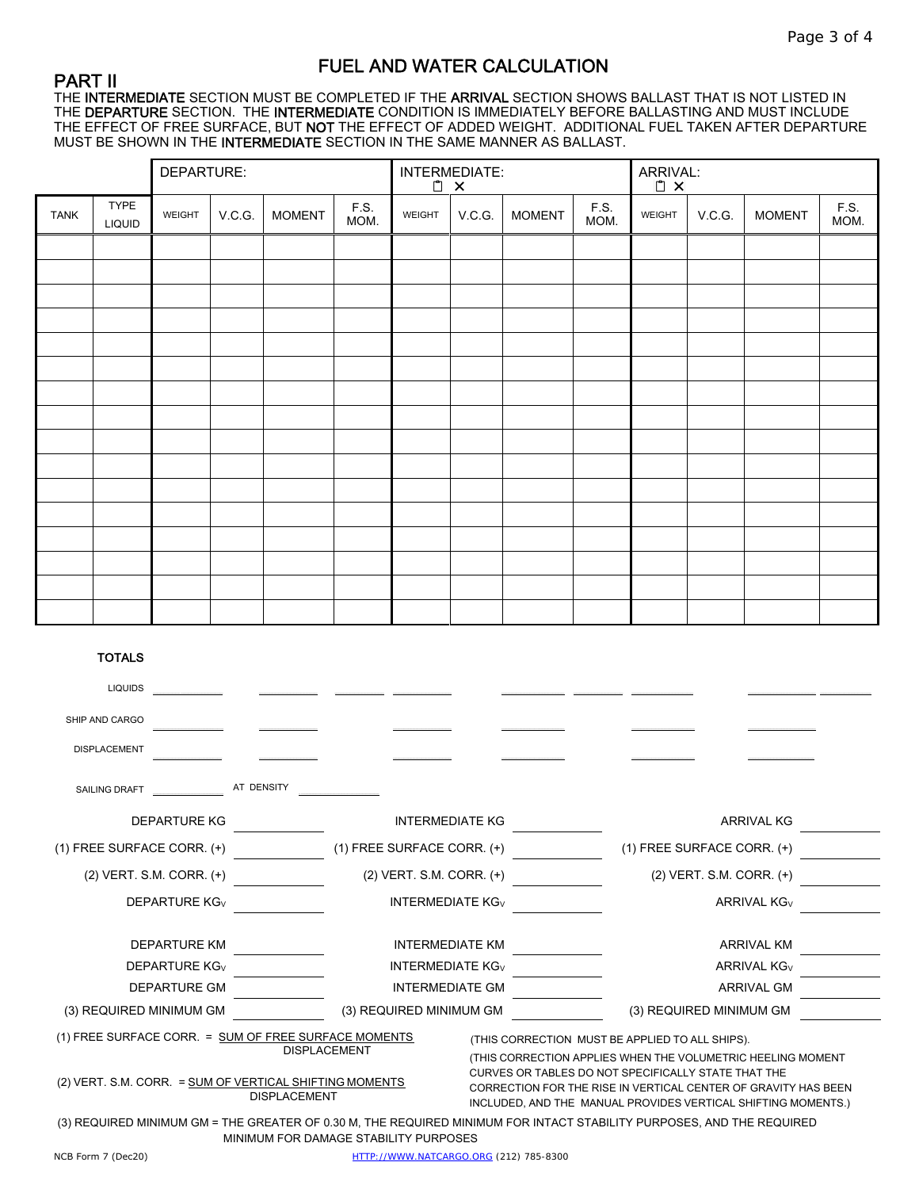# FUEL AND WATER CALCULATION

## PART II

THE **INTERMEDIATE** SECTION MUST BE COMPLETED IF THE **ARRIVAL** SECTION SHOWS BALLAST THAT IS NOT LISTED IN THE **DEPARTURE** SECTION. THE **INTERMEDIATE** CONDITION IS IMMEDIATELY BEFORE BALLASTING AND MUST INCLUDE THE EFFECT OF FREE SURFACE, BUT **NOT** THE EFFECT OF ADDED WEIGHT. ADDITIONAL FUEL TAKEN AFTER DEPARTURE MUST BE SHOWN IN THE **INTERMEDIATE** SECTION IN THE SAME MANNER AS BALLAST.

| | | DEPARTURE: | | | | INTERMEDIATE: ☐ ✕ | | | | ARRIVAL: ☐ ✕ | | | |
|---|---|---|---|---|---|---|---|---|---|---|---|---|---|
| TANK | TYPE LIQUID | WEIGHT | V.C.G. | MOMENT | F.S. MOM. | WEIGHT | V.C.G. | MOMENT | F.S. MOM. | WEIGHT | V.C.G. | MOMENT | F.S. MOM. |
| | | | | | | | | | | | | | |
| | | | | | | | | | | | | | |
| | | | | | | | | | | | | | |
| | | | | | | | | | | | | | |
| | | | | | | | | | | | | | |
| | | | | | | | | | | | | | |
| | | | | | | | | | | | | | |
| | | | | | | | | | | | | | |
| | | | | | | | | | | | | | |
| | | | | | | | | | | | | | |
| | | | | | | | | | | | | | |
| | | | | | | | | | | | | | |
| | | | | | | | | | | | | | |
| | | | | | | | | | | | | | |
| | | | | | | | | | | | | | |
| | | | | | | | | | | | | | |

**TOTALS**

LIQUIDS ________ ________ ________ ________ ________ ________ ________ ________ ________

SHIP AND CARGO ________ ________ ________ ________ ________ ________

DISPLACEMENT ________ ________ ________ ________ ________ ________

SAILING DRAFT ________ AT DENSITY ________

| | | | | | |
|---|---|---|---|---|---|
| DEPARTURE KG | ________ | INTERMEDIATE KG | ________ | ARRIVAL KG | ________ |
| (1) FREE SURFACE CORR. (+) | ________ | (1) FREE SURFACE CORR. (+) | ________ | (1) FREE SURFACE CORR. (+) | ________ |
| (2) VERT. S.M. CORR. (+) | ________ | (2) VERT. S.M. CORR. (+) | ________ | (2) VERT. S.M. CORR. (+) | ________ |
| DEPARTURE $KG_V$ | ________ | INTERMEDIATE $KG_V$ | ________ | ARRIVAL $KG_V$ | ________ |
| DEPARTURE KM | ________ | INTERMEDIATE KM | ________ | ARRIVAL KM | ________ |
| DEPARTURE $KG_V$ | ________ | INTERMEDIATE $KG_V$ | ________ | ARRIVAL $KG_V$ | ________ |
| DEPARTURE GM | ________ | INTERMEDIATE GM | ________ | ARRIVAL GM | ________ |
| (3) REQUIRED MINIMUM GM | ________ | (3) REQUIRED MINIMUM GM | ________ | (3) REQUIRED MINIMUM GM | ________ |

(1) FREE SURFACE CORR. = $\frac{\text{SUM OF FREE SURFACE MOMENTS}}{\text{DISPLACEMENT}}$ (THIS CORRECTION MUST BE APPLIED TO ALL SHIPS).

(2) VERT. S.M. CORR. = $\frac{\text{SUM OF VERTICAL SHIFTING MOMENTS}}{\text{DISPLACEMENT}}$ (THIS CORRECTION APPLIES WHEN THE VOLUMETRIC HEELING MOMENT CURVES OR TABLES DO NOT SPECIFICALLY STATE THAT THE CORRECTION FOR THE RISE IN VERTICAL CENTER OF GRAVITY HAS BEEN INCLUDED, AND THE MANUAL PROVIDES VERTICAL SHIFTING MOMENTS.)

(3) REQUIRED MINIMUM GM = THE GREATER OF 0.30 M, THE REQUIRED MINIMUM FOR INTACT STABILITY PURPOSES, AND THE REQUIRED MINIMUM FOR DAMAGE STABILITY PURPOSES

NCB Form 7 (Dec20) HTTP://WWW.NATCARGO.ORG (212) 785-8300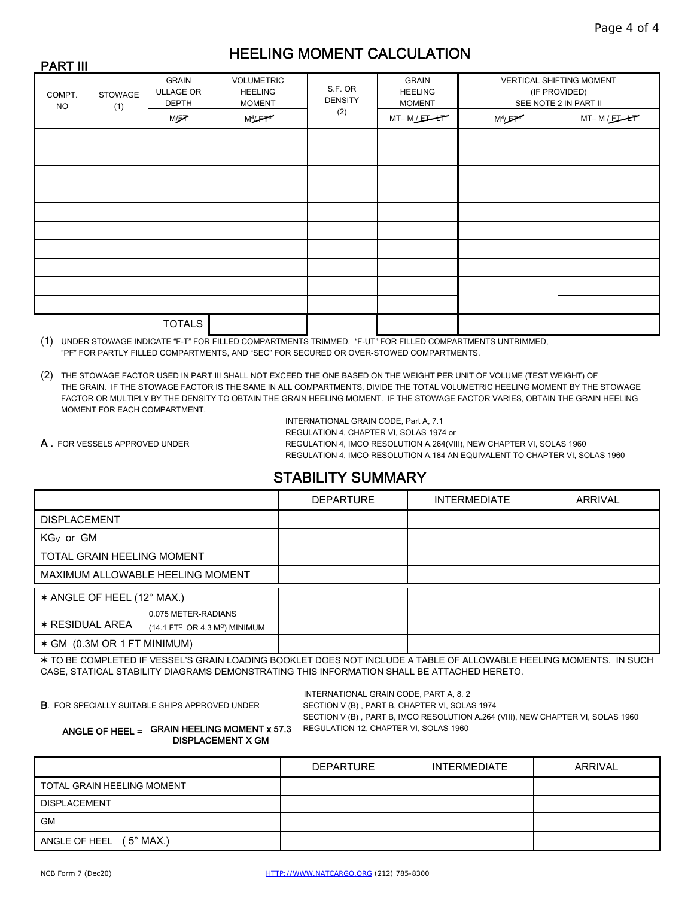# HEELING MOMENT CALCULATION

## PART III

| COMPT. NO | STOWAGE (1) | GRAIN ULLAGE OR DEPTH | VOLUMETRIC HEELING MOMENT | S.F. OR DENSITY (2) | GRAIN HEELING MOMENT | VERTICAL SHIFTING MOMENT (IF PROVIDED) SEE NOTE 2 IN PART II | |
|---|---|---|---|---|---|---|---|
| | | M/~~FT~~ | $M^4$/~~FT$^4$~~ | | MT– M /~~FT–LT~~ | $M^4$/~~FT$^4$~~ | MT– M /~~FT–LT~~ |
| | | | | | | | |
| | | | | | | | |
| | | | | | | | |
| | | | | | | | |
| | | | | | | | |
| | | | | | | | |
| | | | | | | | |
| | | | | | | | |
| | | | | | | | |
| | | | | | | | |
| | | TOTALS | | | | | |

(1) UNDER STOWAGE INDICATE "F-T" FOR FILLED COMPARTMENTS TRIMMED, "F-UT" FOR FILLED COMPARTMENTS UNTRIMMED, "PF" FOR PARTLY FILLED COMPARTMENTS, AND "SEC" FOR SECURED OR OVER-STOWED COMPARTMENTS.

(2) THE STOWAGE FACTOR USED IN PART III SHALL NOT EXCEED THE ONE BASED ON THE WEIGHT PER UNIT OF VOLUME (TEST WEIGHT) OF THE GRAIN. IF THE STOWAGE FACTOR IS THE SAME IN ALL COMPARTMENTS, DIVIDE THE TOTAL VOLUMETRIC HEELING MOMENT BY THE STOWAGE FACTOR OR MULTIPLY BY THE DENSITY TO OBTAIN THE GRAIN HEELING MOMENT. IF THE STOWAGE FACTOR VARIES, OBTAIN THE GRAIN HEELING MOMENT FOR EACH COMPARTMENT.

**A.** FOR VESSELS APPROVED UNDER

INTERNATIONAL GRAIN CODE, Part A, 7.1
REGULATION 4, CHAPTER VI, SOLAS 1974 or
REGULATION 4, IMCO RESOLUTION A.264(VIII), NEW CHAPTER VI, SOLAS 1960
REGULATION 4, IMCO RESOLUTION A.184 AN EQUIVALENT TO CHAPTER VI, SOLAS 1960

## STABILITY SUMMARY

| | DEPARTURE | INTERMEDIATE | ARRIVAL |
|---|---|---|---|
| DISPLACEMENT | | | |
| $KG_V$ or GM | | | |
| TOTAL GRAIN HEELING MOMENT | | | |
| MAXIMUM ALLOWABLE HEELING MOMENT | | | |
| ∗ ANGLE OF HEEL (12° MAX.) | | | |
| ∗ RESIDUAL AREA 0.075 METER-RADIANS ($14.1 FT^o$ OR $4.3 M^o$) MINIMUM | | | |
| ∗ GM (0.3M OR 1 FT MINIMUM) | | | |

∗ TO BE COMPLETED IF VESSEL'S GRAIN LOADING BOOKLET DOES NOT INCLUDE A TABLE OF ALLOWABLE HEELING MOMENTS. IN SUCH CASE, STATICAL STABILITY DIAGRAMS DEMONSTRATING THIS INFORMATION SHALL BE ATTACHED HERETO.

**B.** FOR SPECIALLY SUITABLE SHIPS APPROVED UNDER

INTERNATIONAL GRAIN CODE, PART A, 8. 2
SECTION V (B) , PART B, CHAPTER VI, SOLAS 1974
SECTION V (B) , PART B, IMCO RESOLUTION A.264 (VIII), NEW CHAPTER VI, SOLAS 1960
REGULATION 12, CHAPTER VI, SOLAS 1960

$$\text{ANGLE OF HEEL} = \frac{\text{GRAIN HEELING MOMENT} \times 57.3}{\text{DISPLACEMENT} \times \text{GM}}$$

| | DEPARTURE | INTERMEDIATE | ARRIVAL |
|---|---|---|---|
| TOTAL GRAIN HEELING MOMENT | | | |
| DISPLACEMENT | | | |
| GM | | | |
| ANGLE OF HEEL (5° MAX.) | | | |

NCB Form 7 (Dec20) HTTP://WWW.NATCARGO.ORG (212) 785-8300